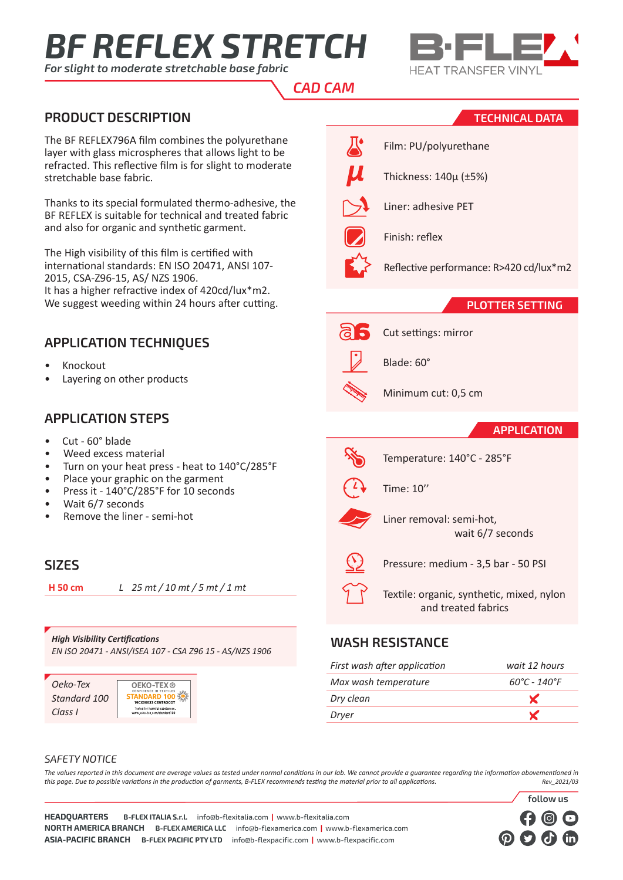# BF REFLEX STRETCH

*For slight to moderate stretchable base fabric*

B·FLEX HEAT TRANSFER VINYL

*CAD CAM*

## PRODUCT DESCRIPTION

The BF REFLEX796A film combines the polyurethane layer with glass microspheres that allows light to be refracted. This reflective film is for slight to moderate stretchable base fabric.

Thanks to its special formulated thermo-adhesive, the BF REFLEX is suitable for technical and treated fabric and also for organic and synthetic garment.

The High visibility of this film is certified with international standards: EN ISO 20471, ANSI 107-2015, CSA-Z96-15, AS/ NZS 1906.
It has a higher refractive index of 420cd/lux*m2.
We suggest weeding within 24 hours after cutting.

## APPLICATION TECHNIQUES

- Knockout
- Layering on other products

## APPLICATION STEPS

- Cut - 60° blade
- Weed excess material
- Turn on your heat press - heat to 140°C/285°F
- Place your graphic on the garment
- Press it - 140°C/285°F for 10 seconds
- Wait 6/7 seconds
- Remove the liner - semi-hot

## SIZES

| | |
|---|---|
| **H 50 cm** | *L 25 mt / 10 mt / 5 mt / 1 mt* |

***High Visibility Certifications***
*EN ISO 20471 - ANSI/ISEA 107 - CSA Z96 15 - AS/NZS 1906*

*Oeko-Tex Standard 100 Class I*

OEKO-TEX® CONFIDENCE IN TEXTILES STANDARD 100 19CX00003 CENTROCOT Tested for harmful substances. www.oeko-tex.com/standard100

## TECHNICAL DATA

- Film: PU/polyurethane
- Thickness: 140µ (±5%)
- Liner: adhesive PET
- Finish: reflex
- Reflective performance: R>420 cd/lux*m2

## PLOTTER SETTING

- Cut settings: mirror
- Blade: 60°
- Minimum cut: 0,5 cm

## APPLICATION

- Temperature: 140°C - 285°F
- Time: 10''
- Liner removal: semi-hot, wait 6/7 seconds
- Pressure: medium - 3,5 bar - 50 PSI
- Textile: organic, synthetic, mixed, nylon and treated fabrics

## WASH RESISTANCE

| | |
|---|---|
| *First wash after application* | *wait 12 hours* |
| *Max wash temperature* | *60°C - 140°F* |
| *Dry clean* | ✗ |
| *Dryer* | ✗ |

*SAFETY NOTICE*

*The values reported in this document are average values as tested under normal conditions in our lab. We cannot provide a guarantee regarding the information abovementioned in this page. Due to possible variations in the production of garments, B-FLEX recommends testing the material prior to all applications.*
*Rev_2021/03*

**HEADQUARTERS** **B-FLEX ITALIA S.r.l.** info@b-flexitalia.com | www.b-flexitalia.com
**NORTH AMERICA BRANCH** **B-FLEX AMERICA LLC** info@b-flexamerica.com | www.b-flexamerica.com
**ASIA-PACIFIC BRANCH** **B-FLEX PACIFIC PTY LTD** info@b-flexpacific.com | www.b-flexpacific.com

follow us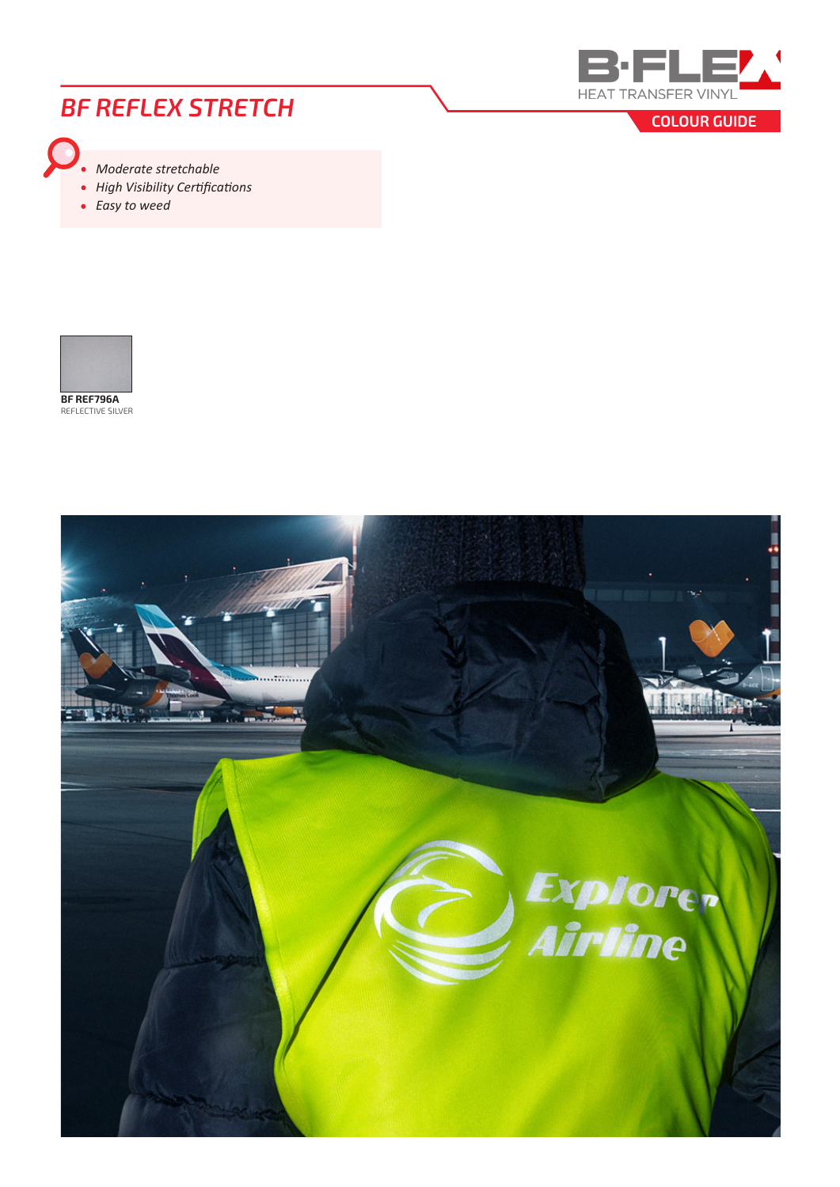# BF REFLEX STRETCH

B·FLEX HEAT TRANSFER VINYL

COLOUR GUIDE

- *Moderate stretchable*
- *High Visibility Certifications*
- *Easy to weed*

**BF REF796A**
REFLECTIVE SILVER